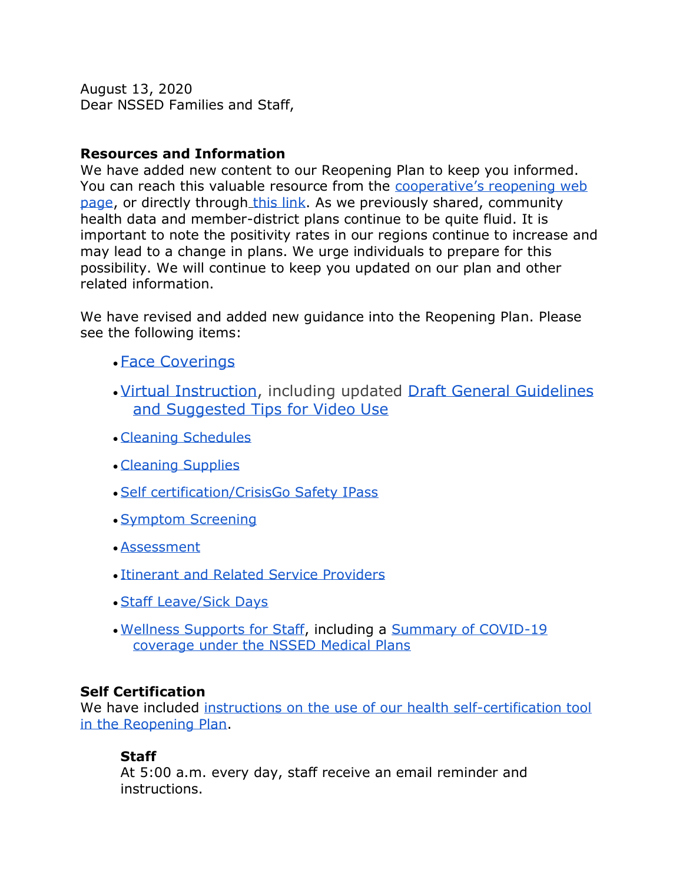August 13, 2020
Dear NSSED Families and Staff,

**Resources and Information**
We have added new content to our Reopening Plan to keep you informed. You can reach this valuable resource from the cooperative's reopening web page, or directly through this link. As we previously shared, community health data and member-district plans continue to be quite fluid. It is important to note the positivity rates in our regions continue to increase and may lead to a change in plans. We urge individuals to prepare for this possibility. We will continue to keep you updated on our plan and other related information.

We have revised and added new guidance into the Reopening Plan. Please see the following items:

- Face Coverings
- Virtual Instruction, including updated Draft General Guidelines and Suggested Tips for Video Use
- Cleaning Schedules
- Cleaning Supplies
- Self certification/CrisisGo Safety IPass
- Symptom Screening
- Assessment
- Itinerant and Related Service Providers
- Staff Leave/Sick Days
- Wellness Supports for Staff, including a Summary of COVID-19 coverage under the NSSED Medical Plans

**Self Certification**
We have included instructions on the use of our health self-certification tool in the Reopening Plan.

**Staff**
At 5:00 a.m. every day, staff receive an email reminder and instructions.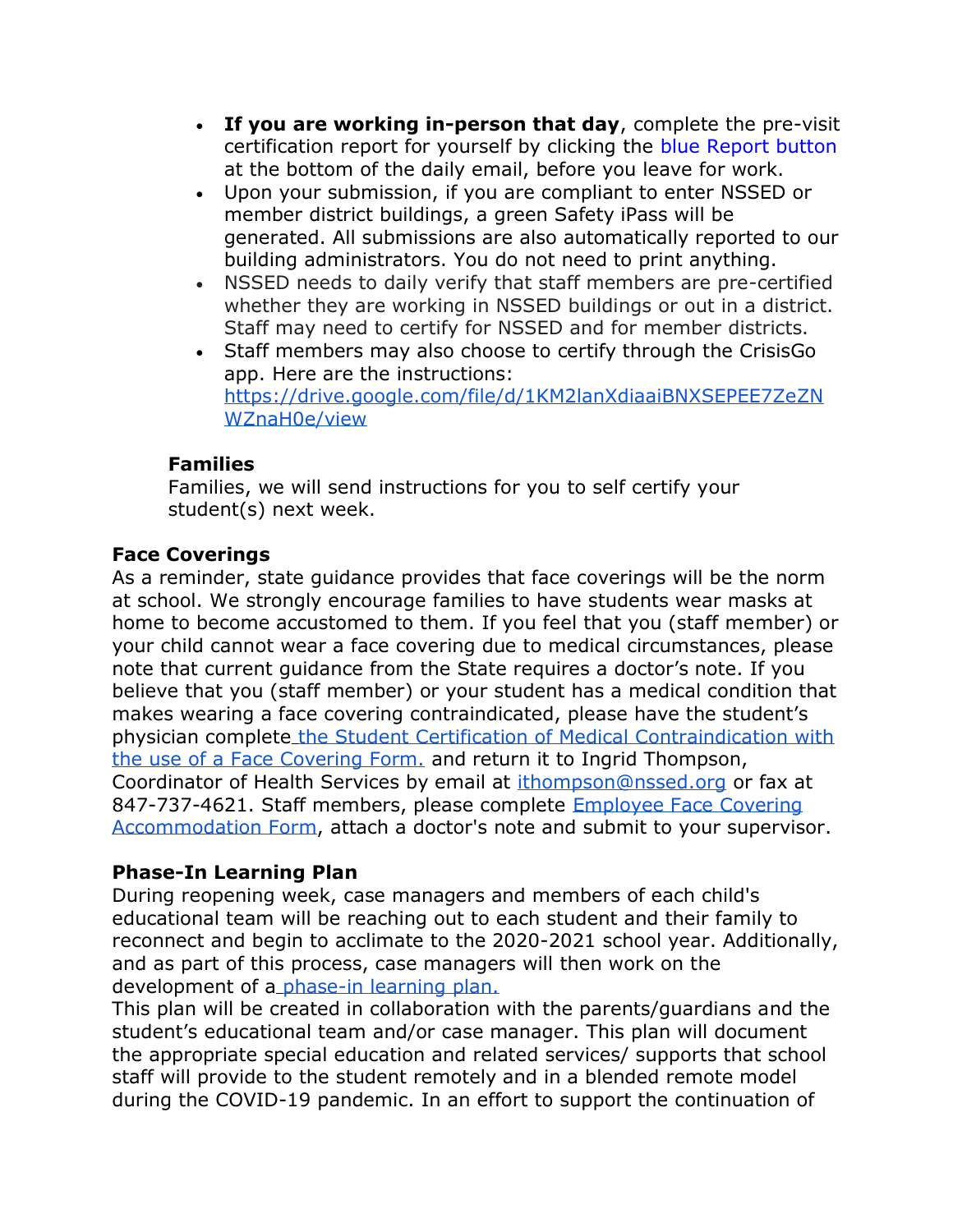- **If you are working in-person that day**, complete the pre-visit certification report for yourself by clicking the blue Report button at the bottom of the daily email, before you leave for work.
- Upon your submission, if you are compliant to enter NSSED or member district buildings, a green Safety iPass will be generated. All submissions are also automatically reported to our building administrators. You do not need to print anything.
- NSSED needs to daily verify that staff members are pre-certified whether they are working in NSSED buildings or out in a district. Staff may need to certify for NSSED and for member districts.
- Staff members may also choose to certify through the CrisisGo app. Here are the instructions: [https://drive.google.com/file/d/1KM2lanXdiaaiBNXSEPEE7ZeZNWZnaH0e/view](https://drive.google.com/file/d/1KM2lanXdiaaiBNXSEPEE7ZeZNWZnaH0e/view)

**Families**
Families, we will send instructions for you to self certify your student(s) next week.

**Face Coverings**
As a reminder, state guidance provides that face coverings will be the norm at school. We strongly encourage families to have students wear masks at home to become accustomed to them. If you feel that you (staff member) or your child cannot wear a face covering due to medical circumstances, please note that current guidance from the State requires a doctor's note. If you believe that you (staff member) or your student has a medical condition that makes wearing a face covering contraindicated, please have the student's physician complete the Student Certification of Medical Contraindication with the use of a Face Covering Form. and return it to Ingrid Thompson, Coordinator of Health Services by email at ithompson@nssed.org or fax at 847-737-4621. Staff members, please complete Employee Face Covering Accommodation Form, attach a doctor's note and submit to your supervisor.

**Phase-In Learning Plan**
During reopening week, case managers and members of each child's educational team will be reaching out to each student and their family to reconnect and begin to acclimate to the 2020-2021 school year. Additionally, and as part of this process, case managers will then work on the development of a phase-in learning plan.
This plan will be created in collaboration with the parents/guardians and the student's educational team and/or case manager. This plan will document the appropriate special education and related services/ supports that school staff will provide to the student remotely and in a blended remote model during the COVID-19 pandemic. In an effort to support the continuation of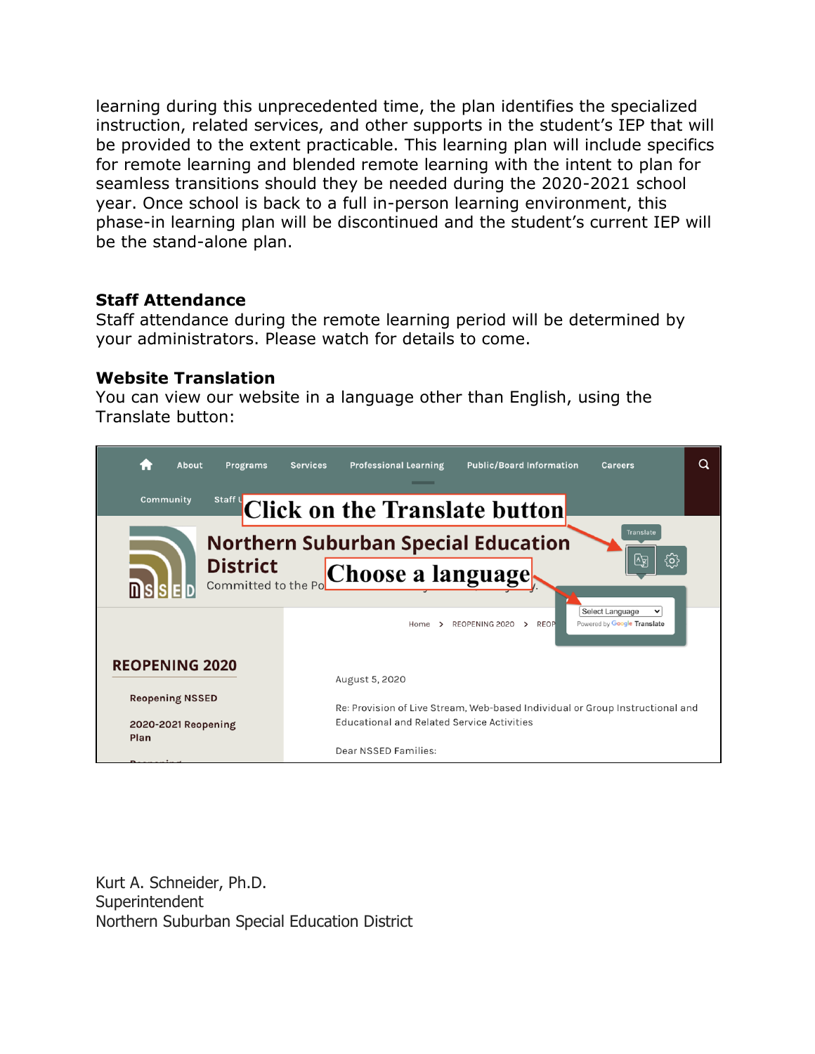learning during this unprecedented time, the plan identifies the specialized instruction, related services, and other supports in the student's IEP that will be provided to the extent practicable. This learning plan will include specifics for remote learning and blended remote learning with the intent to plan for seamless transitions should they be needed during the 2020-2021 school year. Once school is back to a full in-person learning environment, this phase-in learning plan will be discontinued and the student's current IEP will be the stand-alone plan.

**Staff Attendance**
Staff attendance during the remote learning period will be determined by your administrators. Please watch for details to come.

**Website Translation**
You can view our website in a language other than English, using the Translate button:

Click on the Translate button

Choose a language

Kurt A. Schneider, Ph.D.
Superintendent
Northern Suburban Special Education District